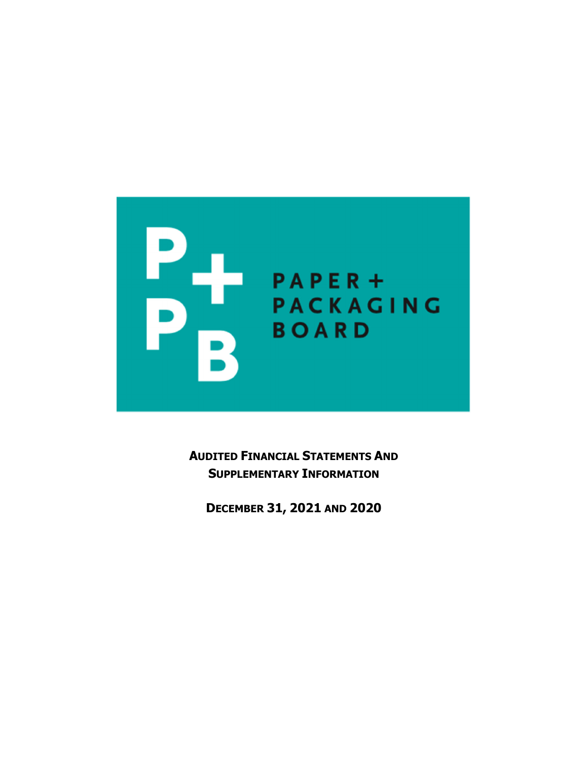PAPER + PACKAGING BOARD

**AUDITED FINANCIAL STATEMENTS AND SUPPLEMENTARY INFORMATION**

**DECEMBER 31, 2021 AND 2020**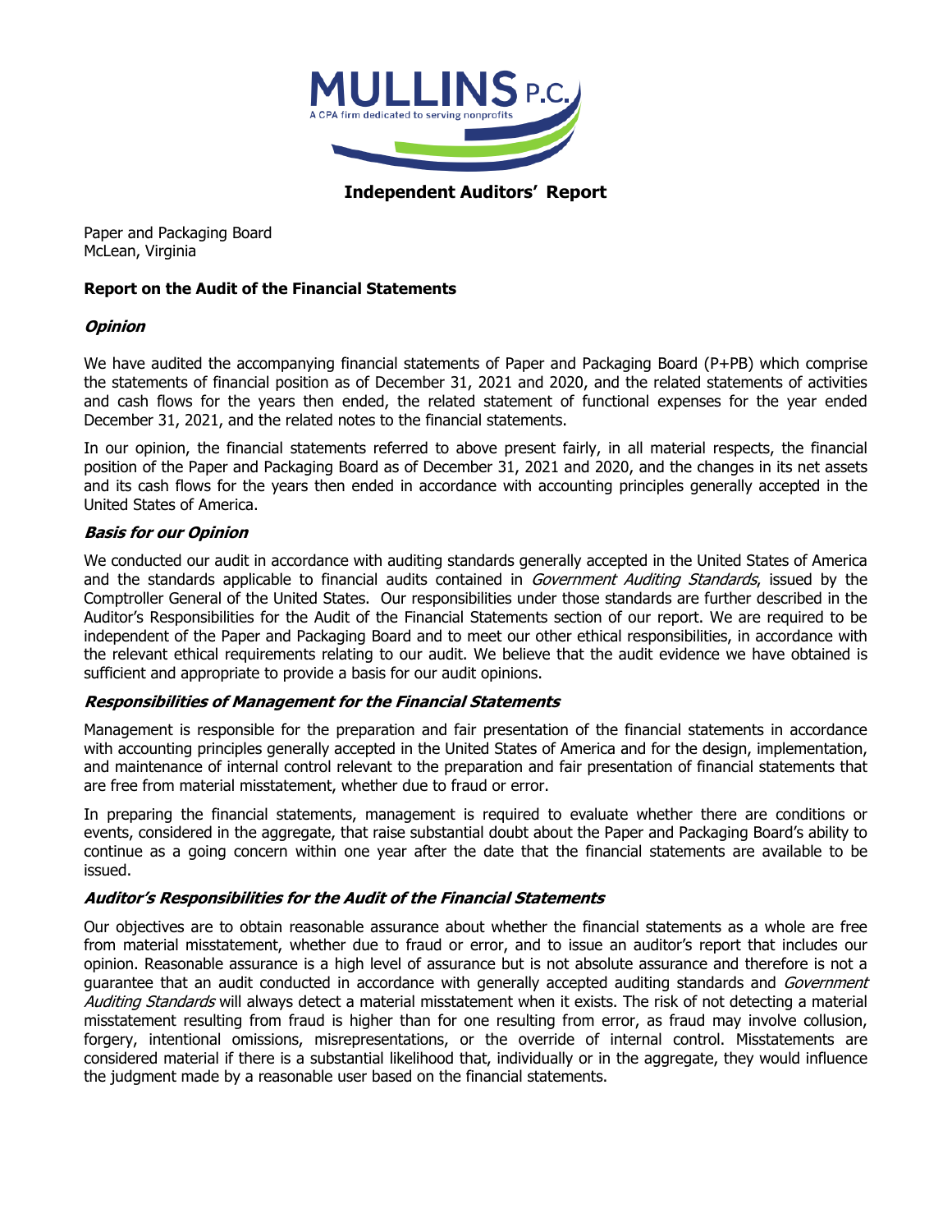MULLINS P.C.
A CPA firm dedicated to serving nonprofits

# Independent Auditors' Report

Paper and Packaging Board
McLean, Virginia

## Report on the Audit of the Financial Statements

### *Opinion*

We have audited the accompanying financial statements of Paper and Packaging Board (P+PB) which comprise the statements of financial position as of December 31, 2021 and 2020, and the related statements of activities and cash flows for the years then ended, the related statement of functional expenses for the year ended December 31, 2021, and the related notes to the financial statements.

In our opinion, the financial statements referred to above present fairly, in all material respects, the financial position of the Paper and Packaging Board as of December 31, 2021 and 2020, and the changes in its net assets and its cash flows for the years then ended in accordance with accounting principles generally accepted in the United States of America.

### *Basis for our Opinion*

We conducted our audit in accordance with auditing standards generally accepted in the United States of America and the standards applicable to financial audits contained in *Government Auditing Standards*, issued by the Comptroller General of the United States. Our responsibilities under those standards are further described in the Auditor's Responsibilities for the Audit of the Financial Statements section of our report. We are required to be independent of the Paper and Packaging Board and to meet our other ethical responsibilities, in accordance with the relevant ethical requirements relating to our audit. We believe that the audit evidence we have obtained is sufficient and appropriate to provide a basis for our audit opinions.

### *Responsibilities of Management for the Financial Statements*

Management is responsible for the preparation and fair presentation of the financial statements in accordance with accounting principles generally accepted in the United States of America and for the design, implementation, and maintenance of internal control relevant to the preparation and fair presentation of financial statements that are free from material misstatement, whether due to fraud or error.

In preparing the financial statements, management is required to evaluate whether there are conditions or events, considered in the aggregate, that raise substantial doubt about the Paper and Packaging Board's ability to continue as a going concern within one year after the date that the financial statements are available to be issued.

### *Auditor's Responsibilities for the Audit of the Financial Statements*

Our objectives are to obtain reasonable assurance about whether the financial statements as a whole are free from material misstatement, whether due to fraud or error, and to issue an auditor's report that includes our opinion. Reasonable assurance is a high level of assurance but is not absolute assurance and therefore is not a guarantee that an audit conducted in accordance with generally accepted auditing standards and *Government Auditing Standards* will always detect a material misstatement when it exists. The risk of not detecting a material misstatement resulting from fraud is higher than for one resulting from error, as fraud may involve collusion, forgery, intentional omissions, misrepresentations, or the override of internal control. Misstatements are considered material if there is a substantial likelihood that, individually or in the aggregate, they would influence the judgment made by a reasonable user based on the financial statements.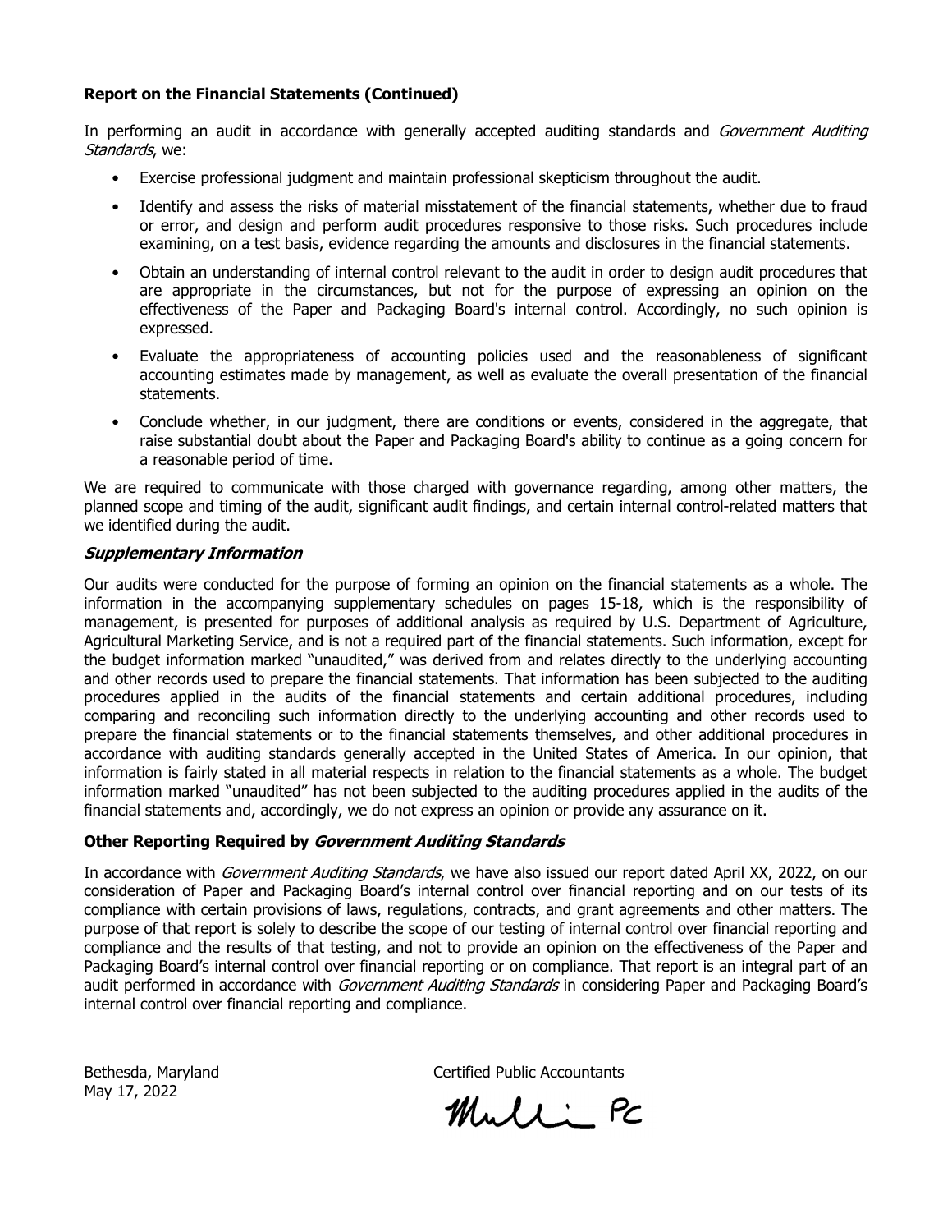**Report on the Financial Statements (Continued)**

In performing an audit in accordance with generally accepted auditing standards and *Government Auditing Standards*, we:

- Exercise professional judgment and maintain professional skepticism throughout the audit.
- Identify and assess the risks of material misstatement of the financial statements, whether due to fraud or error, and design and perform audit procedures responsive to those risks. Such procedures include examining, on a test basis, evidence regarding the amounts and disclosures in the financial statements.
- Obtain an understanding of internal control relevant to the audit in order to design audit procedures that are appropriate in the circumstances, but not for the purpose of expressing an opinion on the effectiveness of the Paper and Packaging Board's internal control. Accordingly, no such opinion is expressed.
- Evaluate the appropriateness of accounting policies used and the reasonableness of significant accounting estimates made by management, as well as evaluate the overall presentation of the financial statements.
- Conclude whether, in our judgment, there are conditions or events, considered in the aggregate, that raise substantial doubt about the Paper and Packaging Board's ability to continue as a going concern for a reasonable period of time.

We are required to communicate with those charged with governance regarding, among other matters, the planned scope and timing of the audit, significant audit findings, and certain internal control-related matters that we identified during the audit.

***Supplementary Information***

Our audits were conducted for the purpose of forming an opinion on the financial statements as a whole. The information in the accompanying supplementary schedules on pages 15-18, which is the responsibility of management, is presented for purposes of additional analysis as required by U.S. Department of Agriculture, Agricultural Marketing Service, and is not a required part of the financial statements. Such information, except for the budget information marked "unaudited," was derived from and relates directly to the underlying accounting and other records used to prepare the financial statements. That information has been subjected to the auditing procedures applied in the audits of the financial statements and certain additional procedures, including comparing and reconciling such information directly to the underlying accounting and other records used to prepare the financial statements or to the financial statements themselves, and other additional procedures in accordance with auditing standards generally accepted in the United States of America. In our opinion, that information is fairly stated in all material respects in relation to the financial statements as a whole. The budget information marked "unaudited" has not been subjected to the auditing procedures applied in the audits of the financial statements and, accordingly, we do not express an opinion or provide any assurance on it.

**Other Reporting Required by *Government Auditing Standards***

In accordance with *Government Auditing Standards*, we have also issued our report dated April XX, 2022, on our consideration of Paper and Packaging Board's internal control over financial reporting and on our tests of its compliance with certain provisions of laws, regulations, contracts, and grant agreements and other matters. The purpose of that report is solely to describe the scope of our testing of internal control over financial reporting and compliance and the results of that testing, and not to provide an opinion on the effectiveness of the Paper and Packaging Board's internal control over financial reporting or on compliance. That report is an integral part of an audit performed in accordance with *Government Auditing Standards* in considering Paper and Packaging Board's internal control over financial reporting and compliance.

Bethesda, Maryland
May 17, 2022

Certified Public Accountants

Mulli PC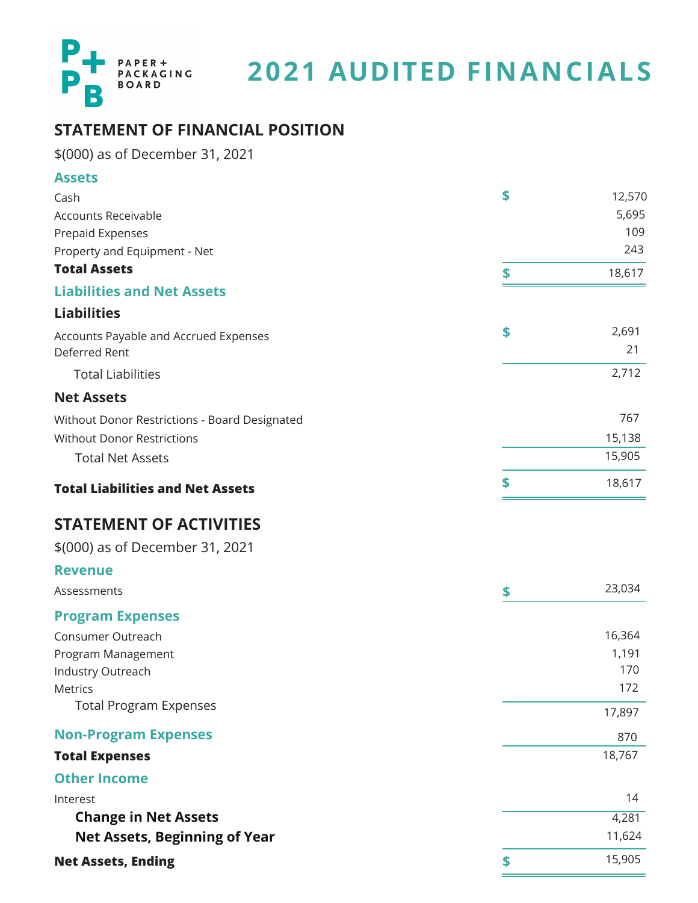PAPER + PACKAGING BOARD

# 2021 AUDITED FINANCIALS

## STATEMENT OF FINANCIAL POSITION

$(000) as of December 31, 2021

| | | |
|---|---|---|
| **Assets** | | |
| Cash | $ | 12,570 |
| Accounts Receivable | | 5,695 |
| Prepaid Expenses | | 109 |
| Property and Equipment - Net | | 243 |
| **Total Assets** | $ | 18,617 |
| **Liabilities and Net Assets** | | |
| **Liabilities** | | |
| Accounts Payable and Accrued Expenses | $ | 2,691 |
| Deferred Rent | | 21 |
| Total Liabilities | | 2,712 |
| **Net Assets** | | |
| Without Donor Restrictions - Board Designated | | 767 |
| Without Donor Restrictions | | 15,138 |
| Total Net Assets | | 15,905 |
| **Total Liabilities and Net Assets** | $ | 18,617 |

## STATEMENT OF ACTIVITIES

$(000) as of December 31, 2021

| | | |
|---|---|---|
| **Revenue** | | |
| Assessments | $ | 23,034 |
| **Program Expenses** | | |
| Consumer Outreach | | 16,364 |
| Program Management | | 1,191 |
| Industry Outreach | | 170 |
| Metrics | | 172 |
| Total Program Expenses | | 17,897 |
| **Non-Program Expenses** | | 870 |
| **Total Expenses** | | 18,767 |
| **Other Income** | | |
| Interest | | 14 |
| **Change in Net Assets** | | 4,281 |
| **Net Assets, Beginning of Year** | | 11,624 |
| **Net Assets, Ending** | $ | 15,905 |